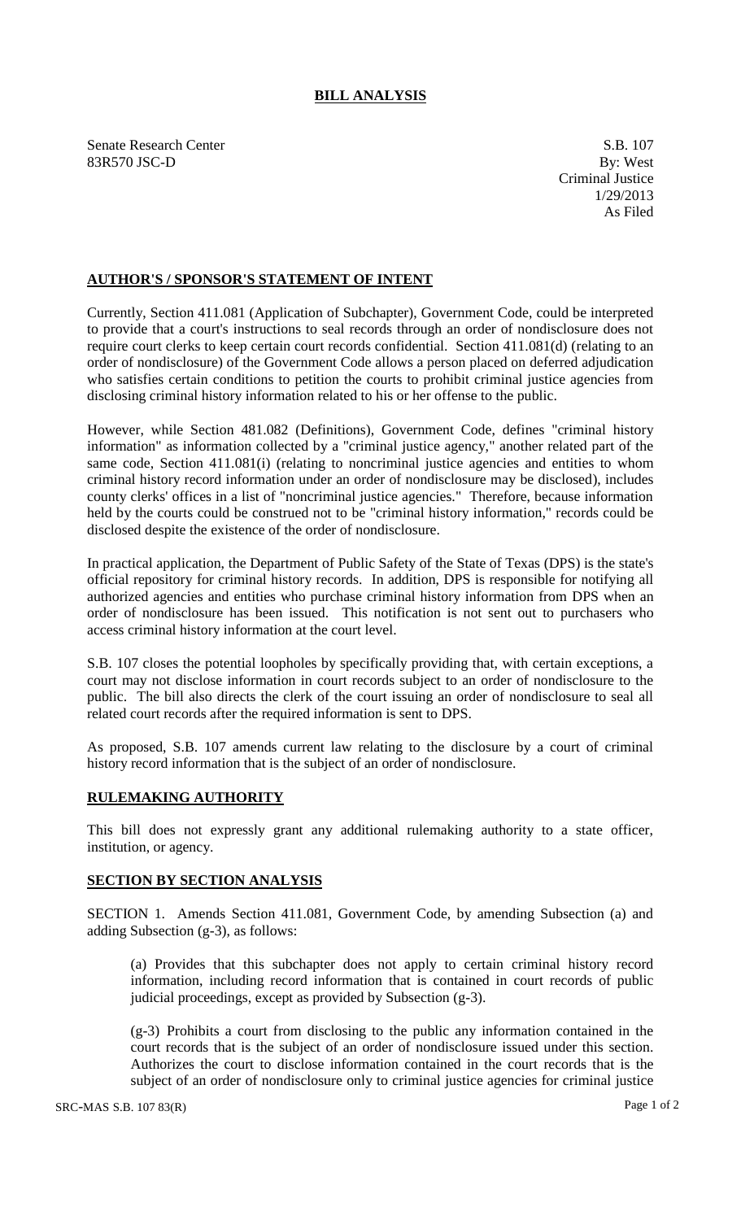# BILL ANALYSIS

Senate Research Center
83R570 JSC-D

S.B. 107
By: West
Criminal Justice
1/29/2013
As Filed

## AUTHOR'S / SPONSOR'S STATEMENT OF INTENT

Currently, Section 411.081 (Application of Subchapter), Government Code, could be interpreted to provide that a court's instructions to seal records through an order of nondisclosure does not require court clerks to keep certain court records confidential. Section 411.081(d) (relating to an order of nondisclosure) of the Government Code allows a person placed on deferred adjudication who satisfies certain conditions to petition the courts to prohibit criminal justice agencies from disclosing criminal history information related to his or her offense to the public.

However, while Section 481.082 (Definitions), Government Code, defines "criminal history information" as information collected by a "criminal justice agency," another related part of the same code, Section 411.081(i) (relating to noncriminal justice agencies and entities to whom criminal history record information under an order of nondisclosure may be disclosed), includes county clerks' offices in a list of "noncriminal justice agencies." Therefore, because information held by the courts could be construed not to be "criminal history information," records could be disclosed despite the existence of the order of nondisclosure.

In practical application, the Department of Public Safety of the State of Texas (DPS) is the state's official repository for criminal history records. In addition, DPS is responsible for notifying all authorized agencies and entities who purchase criminal history information from DPS when an order of nondisclosure has been issued. This notification is not sent out to purchasers who access criminal history information at the court level.

S.B. 107 closes the potential loopholes by specifically providing that, with certain exceptions, a court may not disclose information in court records subject to an order of nondisclosure to the public. The bill also directs the clerk of the court issuing an order of nondisclosure to seal all related court records after the required information is sent to DPS.

As proposed, S.B. 107 amends current law relating to the disclosure by a court of criminal history record information that is the subject of an order of nondisclosure.

## RULEMAKING AUTHORITY

This bill does not expressly grant any additional rulemaking authority to a state officer, institution, or agency.

## SECTION BY SECTION ANALYSIS

SECTION 1. Amends Section 411.081, Government Code, by amending Subsection (a) and adding Subsection (g-3), as follows:

(a) Provides that this subchapter does not apply to certain criminal history record information, including record information that is contained in court records of public judicial proceedings, except as provided by Subsection (g-3).

(g-3) Prohibits a court from disclosing to the public any information contained in the court records that is the subject of an order of nondisclosure issued under this section. Authorizes the court to disclose information contained in the court records that is the subject of an order of nondisclosure only to criminal justice agencies for criminal justice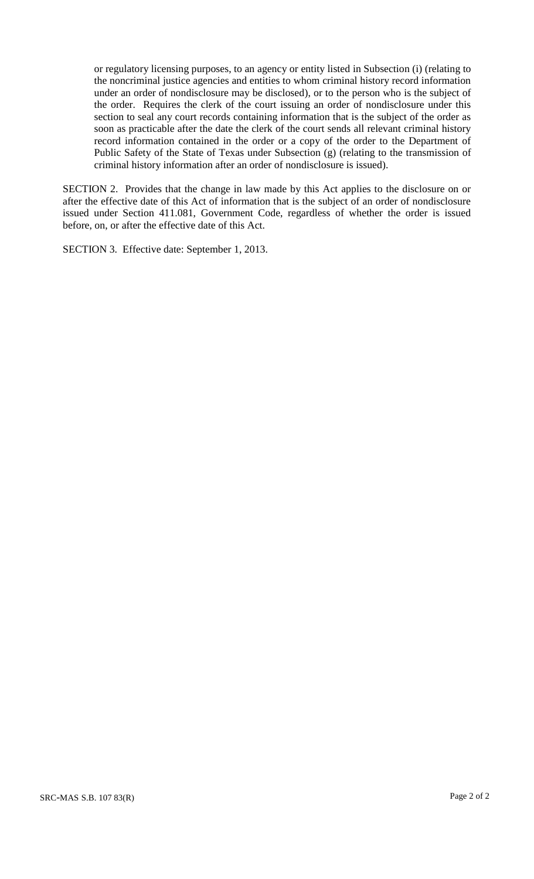or regulatory licensing purposes, to an agency or entity listed in Subsection (i) (relating to the noncriminal justice agencies and entities to whom criminal history record information under an order of nondisclosure may be disclosed), or to the person who is the subject of the order. Requires the clerk of the court issuing an order of nondisclosure under this section to seal any court records containing information that is the subject of the order as soon as practicable after the date the clerk of the court sends all relevant criminal history record information contained in the order or a copy of the order to the Department of Public Safety of the State of Texas under Subsection (g) (relating to the transmission of criminal history information after an order of nondisclosure is issued).

SECTION 2. Provides that the change in law made by this Act applies to the disclosure on or after the effective date of this Act of information that is the subject of an order of nondisclosure issued under Section 411.081, Government Code, regardless of whether the order is issued before, on, or after the effective date of this Act.

SECTION 3. Effective date: September 1, 2013.